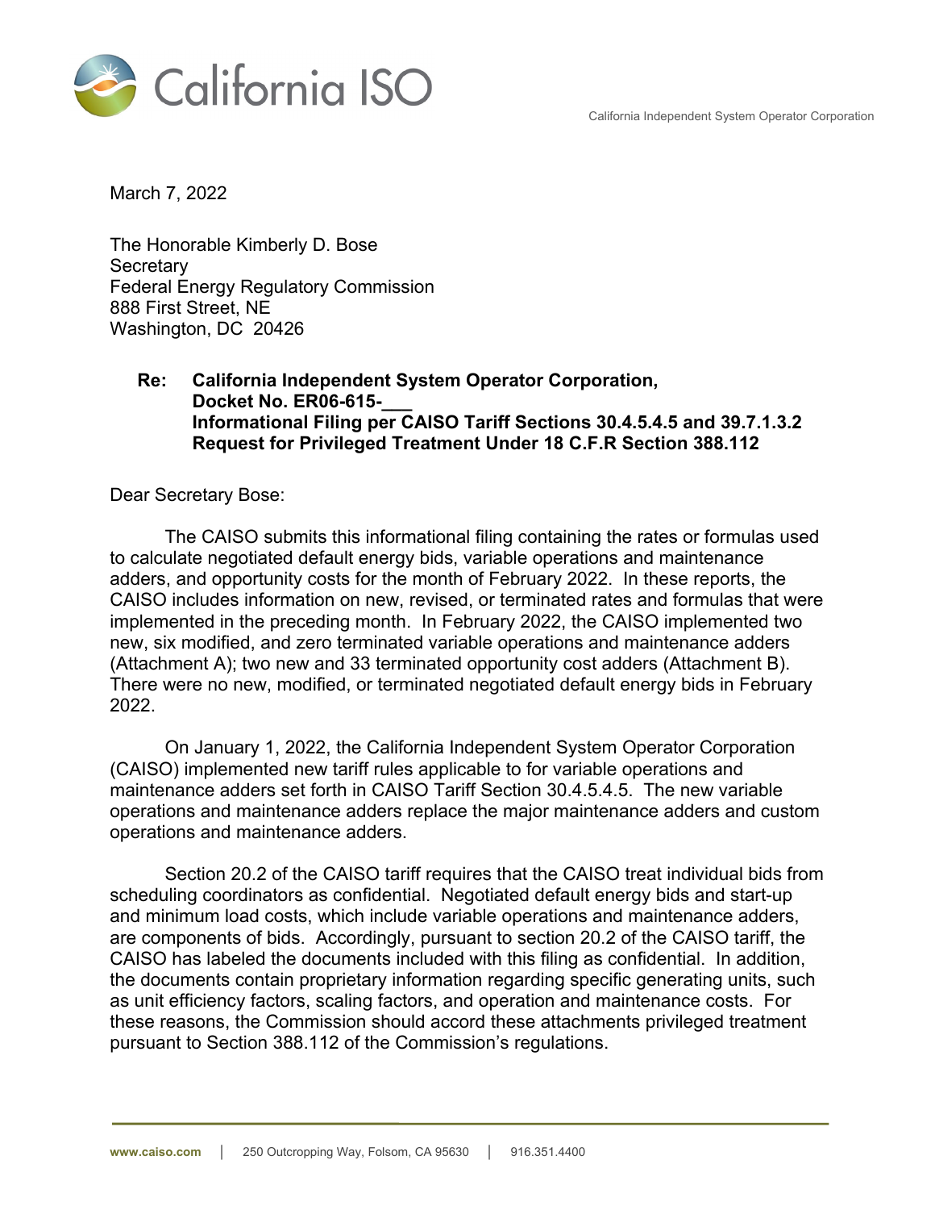California ISO

California Independent System Operator Corporation

March 7, 2022

The Honorable Kimberly D. Bose
Secretary
Federal Energy Regulatory Commission
888 First Street, NE
Washington, DC 20426

**Re: California Independent System Operator Corporation,
Docket No. ER06-615-___
Informational Filing per CAISO Tariff Sections 30.4.5.4.5 and 39.7.1.3.2
Request for Privileged Treatment Under 18 C.F.R Section 388.112**

Dear Secretary Bose:

The CAISO submits this informational filing containing the rates or formulas used to calculate negotiated default energy bids, variable operations and maintenance adders, and opportunity costs for the month of February 2022. In these reports, the CAISO includes information on new, revised, or terminated rates and formulas that were implemented in the preceding month. In February 2022, the CAISO implemented two new, six modified, and zero terminated variable operations and maintenance adders (Attachment A); two new and 33 terminated opportunity cost adders (Attachment B). There were no new, modified, or terminated negotiated default energy bids in February 2022.

On January 1, 2022, the California Independent System Operator Corporation (CAISO) implemented new tariff rules applicable to for variable operations and maintenance adders set forth in CAISO Tariff Section 30.4.5.4.5. The new variable operations and maintenance adders replace the major maintenance adders and custom operations and maintenance adders.

Section 20.2 of the CAISO tariff requires that the CAISO treat individual bids from scheduling coordinators as confidential. Negotiated default energy bids and start-up and minimum load costs, which include variable operations and maintenance adders, are components of bids. Accordingly, pursuant to section 20.2 of the CAISO tariff, the CAISO has labeled the documents included with this filing as confidential. In addition, the documents contain proprietary information regarding specific generating units, such as unit efficiency factors, scaling factors, and operation and maintenance costs. For these reasons, the Commission should accord these attachments privileged treatment pursuant to Section 388.112 of the Commission's regulations.

www.caiso.com | 250 Outcropping Way, Folsom, CA 95630 | 916.351.4400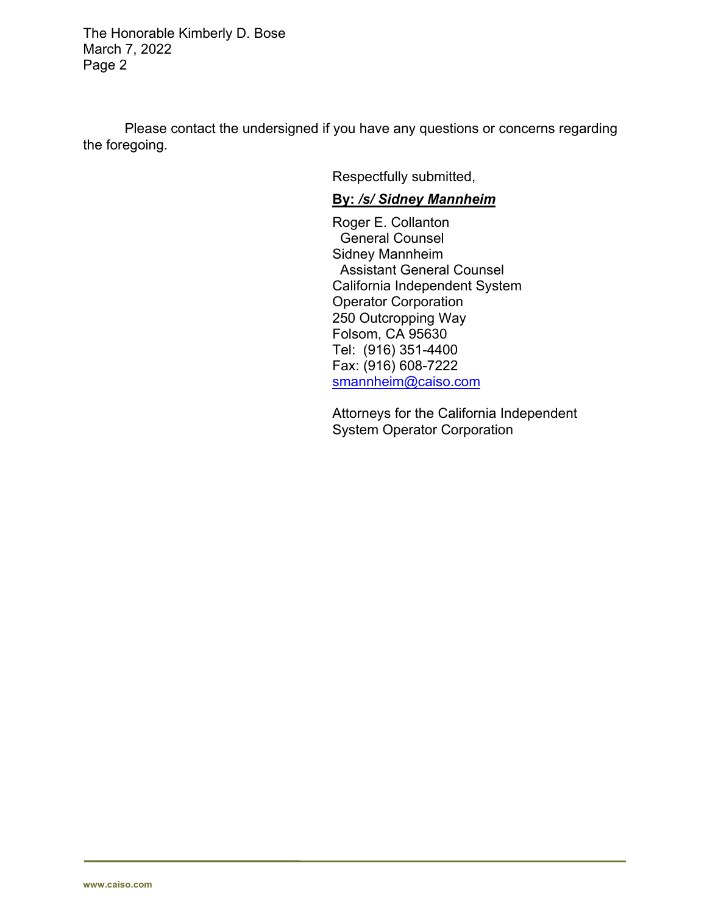Please contact the undersigned if you have any questions or concerns regarding the foregoing.

Respectfully submitted,

**By: _/s/ Sidney Mannheim_**

Roger E. Collanton
General Counsel
Sidney Mannheim
Assistant General Counsel
California Independent System
Operator Corporation
250 Outcropping Way
Folsom, CA 95630
Tel: (916) 351-4400
Fax: (916) 608-7222
smannheim@caiso.com

Attorneys for the California Independent
System Operator Corporation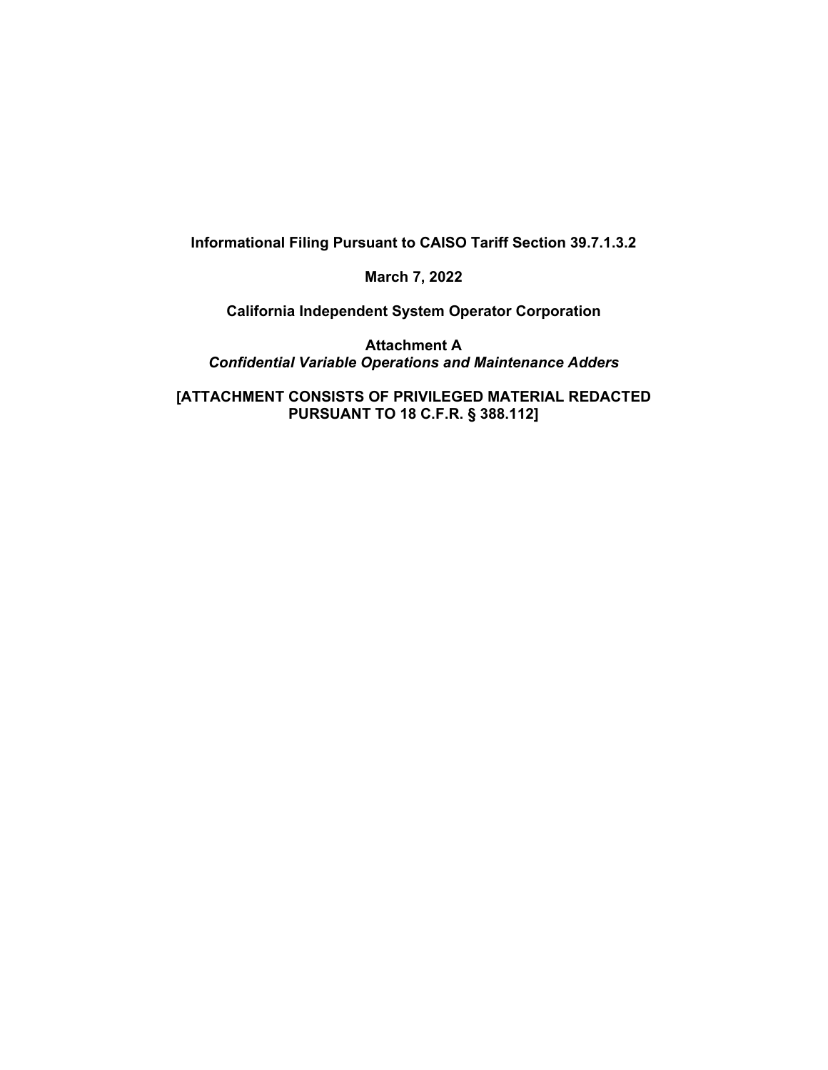**Informational Filing Pursuant to CAISO Tariff Section 39.7.1.3.2**

**March 7, 2022**

**California Independent System Operator Corporation**

**Attachment A**
***Confidential Variable Operations and Maintenance Adders***

**[ATTACHMENT CONSISTS OF PRIVILEGED MATERIAL REDACTED PURSUANT TO 18 C.F.R. § 388.112]**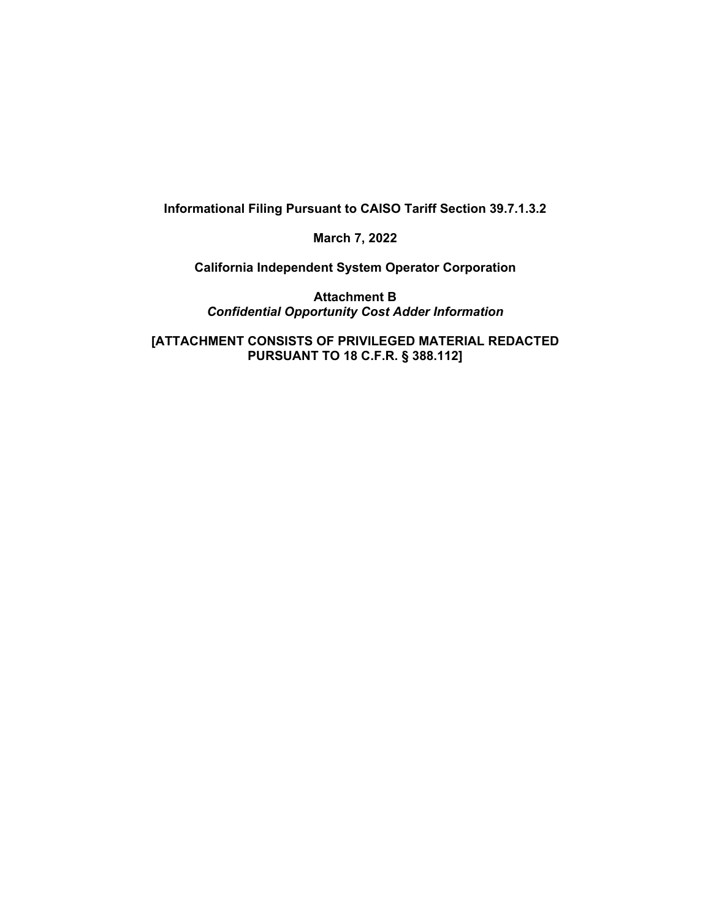**Informational Filing Pursuant to CAISO Tariff Section 39.7.1.3.2**

**March 7, 2022**

**California Independent System Operator Corporation**

**Attachment B**
***Confidential Opportunity Cost Adder Information***

**[ATTACHMENT CONSISTS OF PRIVILEGED MATERIAL REDACTED PURSUANT TO 18 C.F.R. § 388.112]**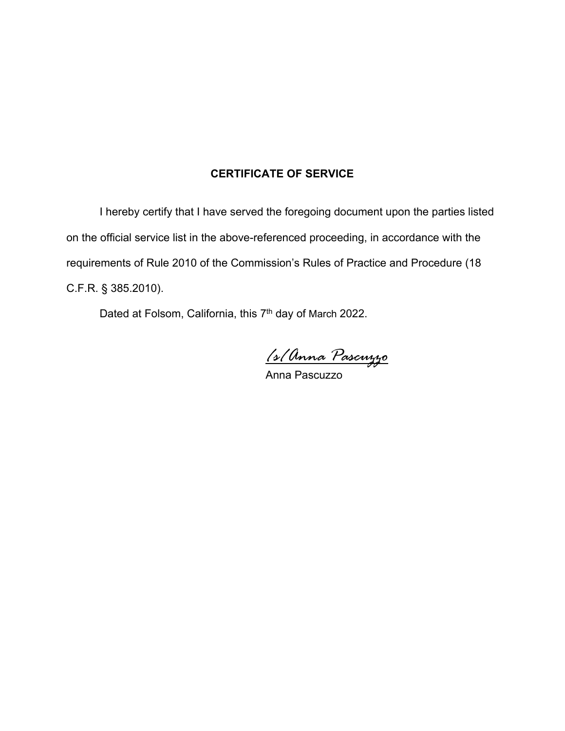## CERTIFICATE OF SERVICE

I hereby certify that I have served the foregoing document upon the parties listed on the official service list in the above-referenced proceeding, in accordance with the requirements of Rule 2010 of the Commission's Rules of Practice and Procedure (18 C.F.R. § 385.2010).

Dated at Folsom, California, this 7th day of March 2022.

/s/ Anna Pascuzzo

Anna Pascuzzo